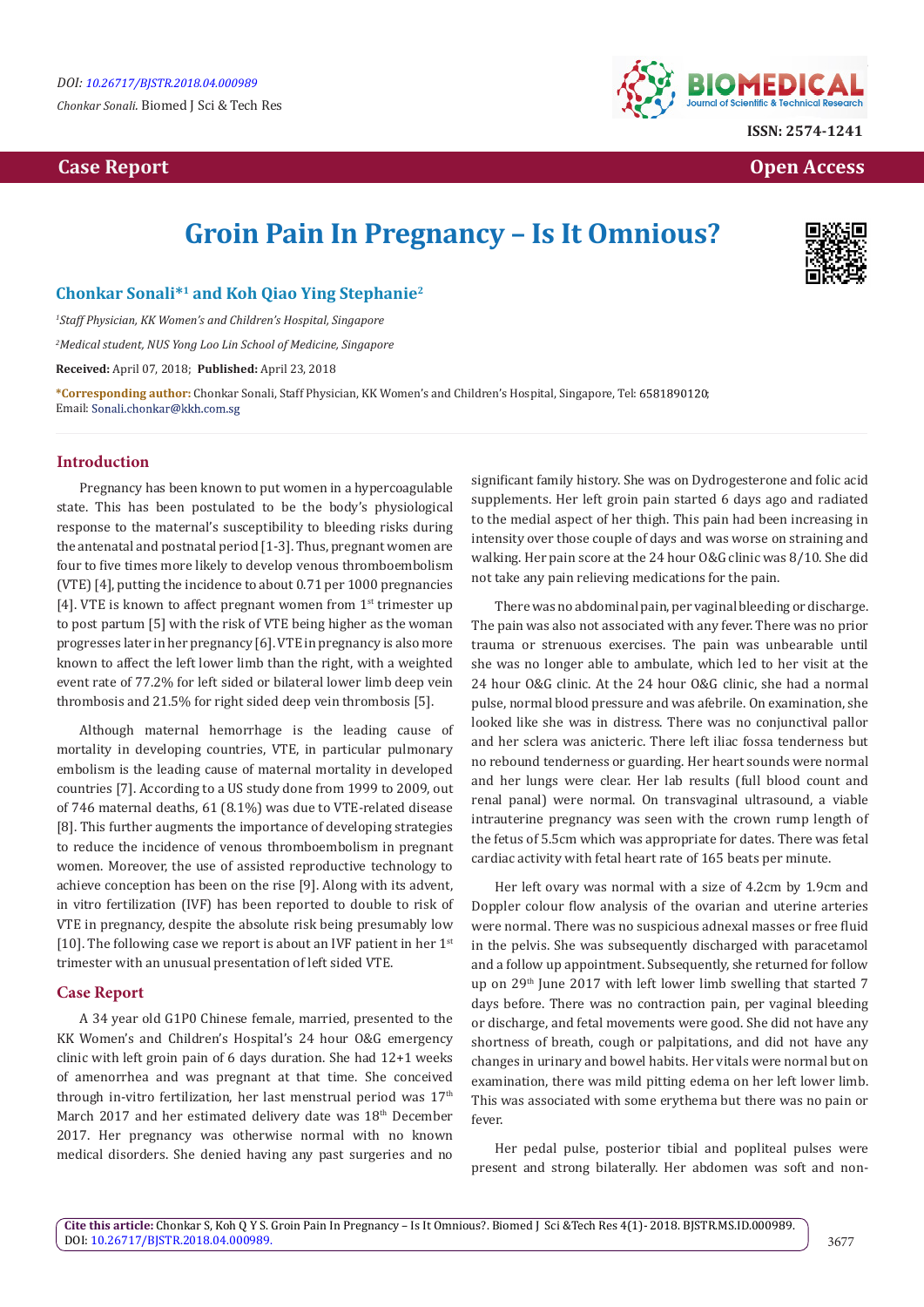# Groin Pain In Pregnancy – Is It Omnious?

## Chonkar Sonali[*1] and Koh Qiao Ying Stephanie[2]

[1]Staff Physician, KK Women's and Children's Hospital, Singapore

[2]Medical student, NUS Yong Loo Lin School of Medicine, Singapore

**Received:** April 07, 2018; **Published:** April 23, 2018

***Corresponding author:** Chonkar Sonali, Staff Physician, KK Women's and Children's Hospital, Singapore, Tel: 6581890120; Email: Sonali.chonkar@kkh.com.sg

## Introduction

Pregnancy has been known to put women in a hypercoagulable state. This has been postulated to be the body's physiological response to the maternal's susceptibility to bleeding risks during the antenatal and postnatal period [1-3]. Thus, pregnant women are four to five times more likely to develop venous thromboembolism (VTE) [4], putting the incidence to about 0.71 per 1000 pregnancies [4]. VTE is known to affect pregnant women from 1st trimester up to post partum [5] with the risk of VTE being higher as the woman progresses later in her pregnancy [6]. VTE in pregnancy is also more known to affect the left lower limb than the right, with a weighted event rate of 77.2% for left sided or bilateral lower limb deep vein thrombosis and 21.5% for right sided deep vein thrombosis [5].

Although maternal hemorrhage is the leading cause of mortality in developing countries, VTE, in particular pulmonary embolism is the leading cause of maternal mortality in developed countries [7]. According to a US study done from 1999 to 2009, out of 746 maternal deaths, 61 (8.1%) was due to VTE-related disease [8]. This further augments the importance of developing strategies to reduce the incidence of venous thromboembolism in pregnant women. Moreover, the use of assisted reproductive technology to achieve conception has been on the rise [9]. Along with its advent, in vitro fertilization (IVF) has been reported to double to risk of VTE in pregnancy, despite the absolute risk being presumably low [10]. The following case we report is about an IVF patient in her 1st trimester with an unusual presentation of left sided VTE.

## Case Report

A 34 year old G1P0 Chinese female, married, presented to the KK Women's and Children's Hospital's 24 hour O&G emergency clinic with left groin pain of 6 days duration. She had 12+1 weeks of amenorrhea and was pregnant at that time. She conceived through in-vitro fertilization, her last menstrual period was 17th March 2017 and her estimated delivery date was 18th December 2017. Her pregnancy was otherwise normal with no known medical disorders. She denied having any past surgeries and no significant family history. She was on Dydrogesterone and folic acid supplements. Her left groin pain started 6 days ago and radiated to the medial aspect of her thigh. This pain had been increasing in intensity over those couple of days and was worse on straining and walking. Her pain score at the 24 hour O&G clinic was 8/10. She did not take any pain relieving medications for the pain.

There was no abdominal pain, per vaginal bleeding or discharge. The pain was also not associated with any fever. There was no prior trauma or strenuous exercises. The pain was unbearable until she was no longer able to ambulate, which led to her visit at the 24 hour O&G clinic. At the 24 hour O&G clinic, she had a normal pulse, normal blood pressure and was afebrile. On examination, she looked like she was in distress. There was no conjunctival pallor and her sclera was anicteric. There left iliac fossa tenderness but no rebound tenderness or guarding. Her heart sounds were normal and her lungs were clear. Her lab results (full blood count and renal panal) were normal. On transvaginal ultrasound, a viable intrauterine pregnancy was seen with the crown rump length of the fetus of 5.5cm which was appropriate for dates. There was fetal cardiac activity with fetal heart rate of 165 beats per minute.

Her left ovary was normal with a size of 4.2cm by 1.9cm and Doppler colour flow analysis of the ovarian and uterine arteries were normal. There was no suspicious adnexal masses or free fluid in the pelvis. She was subsequently discharged with paracetamol and a follow up appointment. Subsequently, she returned for follow up on 29th June 2017 with left lower limb swelling that started 7 days before. There was no contraction pain, per vaginal bleeding or discharge, and fetal movements were good. She did not have any shortness of breath, cough or palpitations, and did not have any changes in urinary and bowel habits. Her vitals were normal but on examination, there was mild pitting edema on her left lower limb. This was associated with some erythema but there was no pain or fever.

Her pedal pulse, posterior tibial and popliteal pulses were present and strong bilaterally. Her abdomen was soft and non-

**Cite this article:** Chonkar S, Koh Q Y S. Groin Pain In Pregnancy – Is It Omnious?. Biomed J Sci &Tech Res 4(1)- 2018. BJSTR.MS.ID.000989. DOI: 10.26717/BJSTR.2018.04.000989.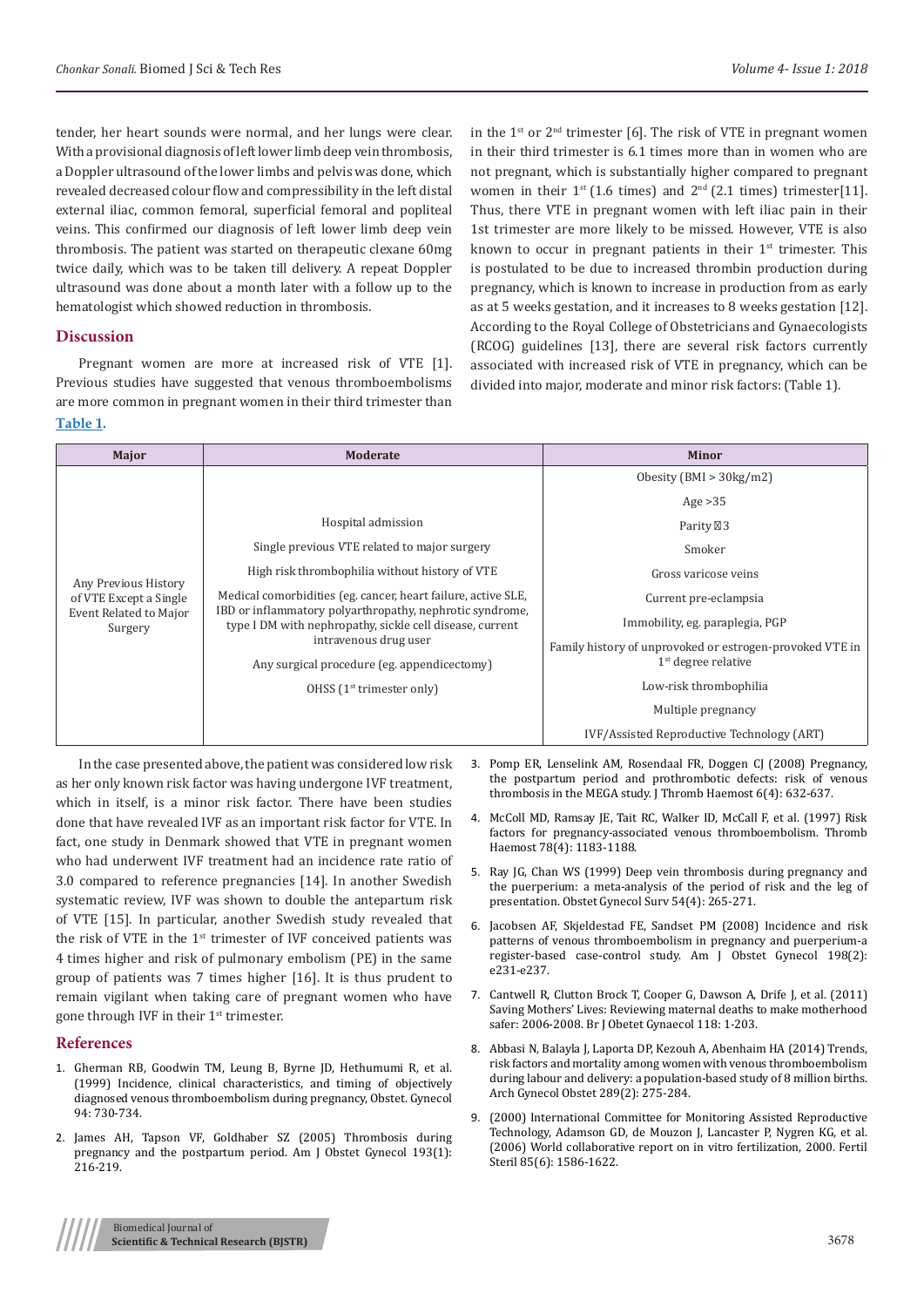tender, her heart sounds were normal, and her lungs were clear. With a provisional diagnosis of left lower limb deep vein thrombosis, a Doppler ultrasound of the lower limbs and pelvis was done, which revealed decreased colour flow and compressibility in the left distal external iliac, common femoral, superficial femoral and popliteal veins. This confirmed our diagnosis of left lower limb deep vein thrombosis. The patient was started on therapeutic clexane 60mg twice daily, which was to be taken till delivery. A repeat Doppler ultrasound was done about a month later with a follow up to the hematologist which showed reduction in thrombosis.

## Discussion

Pregnant women are more at increased risk of VTE [1]. Previous studies have suggested that venous thromboembolisms are more common in pregnant women in their third trimester than in the 1st or 2nd trimester [6]. The risk of VTE in pregnant women in their third trimester is 6.1 times more than in women who are not pregnant, which is substantially higher compared to pregnant women in their 1st (1.6 times) and 2nd (2.1 times) trimester[11]. Thus, there VTE in pregnant women with left iliac pain in their 1st trimester are more likely to be missed. However, VTE is also known to occur in pregnant patients in their 1st trimester. This is postulated to be due to increased thrombin production during pregnancy, which is known to increase in production from as early as at 5 weeks gestation, and it increases to 8 weeks gestation [12]. According to the Royal College of Obstetricians and Gynaecologists (RCOG) guidelines [13], there are several risk factors currently associated with increased risk of VTE in pregnancy, which can be divided into major, moderate and minor risk factors: (Table 1).

**Table 1**.

| Major | Moderate | Minor |
|---|---|---|
| Any Previous History of VTE Except a Single Event Related to Major Surgery | Hospital admission | Obesity (BMI > 30kg/m2) |
| | Single previous VTE related to major surgery | Age >35 |
| | High risk thrombophilia without history of VTE | Parity ≥3 |
| | Medical comorbidities (eg. cancer, heart failure, active SLE, IBD or inflammatory polyarthropathy, nephrotic syndrome, type I DM with nephropathy, sickle cell disease, current intravenous drug user | Smoker |
| | Any surgical procedure (eg. appendicectomy) | Gross varicose veins |
| | OHSS (1st trimester only) | Current pre-eclampsia |
| | | Immobility, eg. paraplegia, PGP |
| | | Family history of unprovoked or estrogen-provoked VTE in 1st degree relative |
| | | Low-risk thrombophilia |
| | | Multiple pregnancy |
| | | IVF/Assisted Reproductive Technology (ART) |

In the case presented above, the patient was considered low risk as her only known risk factor was having undergone IVF treatment, which in itself, is a minor risk factor. There have been studies done that have revealed IVF as an important risk factor for VTE. In fact, one study in Denmark showed that VTE in pregnant women who had underwent IVF treatment had an incidence rate ratio of 3.0 compared to reference pregnancies [14]. In another Swedish systematic review, IVF was shown to double the antepartum risk of VTE [15]. In particular, another Swedish study revealed that the risk of VTE in the 1st trimester of IVF conceived patients was 4 times higher and risk of pulmonary embolism (PE) in the same group of patients was 7 times higher [16]. It is thus prudent to remain vigilant when taking care of pregnant women who have gone through IVF in their 1st trimester.

## References

1. Gherman RB, Goodwin TM, Leung B, Byrne JD, Hethumumi R, et al. (1999) Incidence, clinical characteristics, and timing of objectively diagnosed venous thromboembolism during pregnancy, Obstet. Gynecol 94: 730-734.
2. James AH, Tapson VF, Goldhaber SZ (2005) Thrombosis during pregnancy and the postpartum period. Am J Obstet Gynecol 193(1): 216-219.
3. Pomp ER, Lenselink AM, Rosendaal FR, Doggen CJ (2008) Pregnancy, the postpartum period and prothrombotic defects: risk of venous thrombosis in the MEGA study. J Thromb Haemost 6(4): 632-637.
4. McColl MD, Ramsay JE, Tait RC, Walker ID, McCall F, et al. (1997) Risk factors for pregnancy-associated venous thromboembolism. Thromb Haemost 78(4): 1183-1188.
5. Ray JG, Chan WS (1999) Deep vein thrombosis during pregnancy and the puerperium: a meta-analysis of the period of risk and the leg of presentation. Obstet Gynecol Surv 54(4): 265-271.
6. Jacobsen AF, Skjeldestad FE, Sandset PM (2008) Incidence and risk patterns of venous thromboembolism in pregnancy and puerperium-a register-based case-control study. Am J Obstet Gynecol 198(2): e231-e237.
7. Cantwell R, Clutton Brock T, Cooper G, Dawson A, Drife J, et al. (2011) Saving Mothers' Lives: Reviewing maternal deaths to make motherhood safer: 2006-2008. Br J Obetet Gynaecol 118: 1-203.
8. Abbasi N, Balayla J, Laporta DP, Kezouh A, Abenhaim HA (2014) Trends, risk factors and mortality among women with venous thromboembolism during labour and delivery: a population-based study of 8 million births. Arch Gynecol Obstet 289(2): 275-284.
9. (2000) International Committee for Monitoring Assisted Reproductive Technology, Adamson GD, de Mouzon J, Lancaster P, Nygren KG, et al. (2006) World collaborative report on in vitro fertilization, 2000. Fertil Steril 85(6): 1586-1622.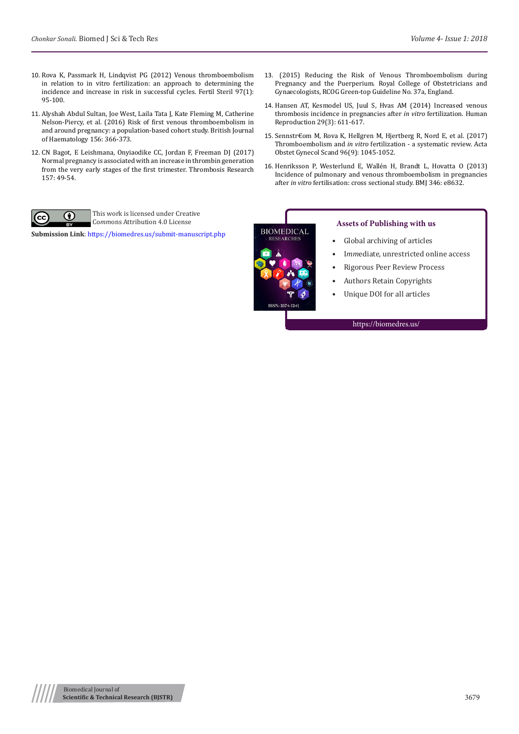10. Rova K, Passmark H, Lindqvist PG (2012) Venous thromboembolism in relation to in vitro fertilization: an approach to determining the incidence and increase in risk in successful cycles. Fertil Steril 97(1): 95-100.

11. Alyshah Abdul Sultan, Joe West, Laila Tata J, Kate Fleming M, Catherine Nelson-Piercy, et al. (2016) Risk of first venous thromboembolism in and around pregnancy: a population-based cohort study. British Journal of Haematology 156: 366-373.

12. CN Bagot, E Leishmana, Onyiaodike CC, Jordan F, Freeman DJ (2017) Normal pregnancy is associated with an increase in thrombin generation from the very early stages of the first trimester. Thrombosis Research 157: 49-54.

13. (2015) Reducing the Risk of Venous Thromboembolism during Pregnancy and the Puerperium. Royal College of Obstetricians and Gynaecologists, RCOG Green-top Guideline No. 37a, England.

14. Hansen AT, Kesmodel US, Juul S, Hvas AM (2014) Increased venous thrombosis incidence in pregnancies after *in vitro* fertilization. Human Reproduction 29(3): 611-617.

15. Sennstr€om M, Rova K, Hellgren M, Hjertberg R, Nord E, et al. (2017) Thromboembolism and *in vitro* fertilization - a systematic review. Acta Obstet Gynecol Scand 96(9): 1045-1052.

16. Henriksson P, Westerlund E, Wallén H, Brandt L, Hovatta O (2013) Incidence of pulmonary and venous thromboembolism in pregnancies after *in vitro* fertilisation: cross sectional study. BMJ 346: e8632.

This work is licensed under Creative Commons Attribution 4.0 License

**Submission Link**: https://biomedres.us/submit-manuscript.php

### Assets of Publishing with us

- Global archiving of articles
- Immediate, unrestricted online access
- Rigorous Peer Review Process
- Authors Retain Copyrights
- Unique DOI for all articles

https://biomedres.us/